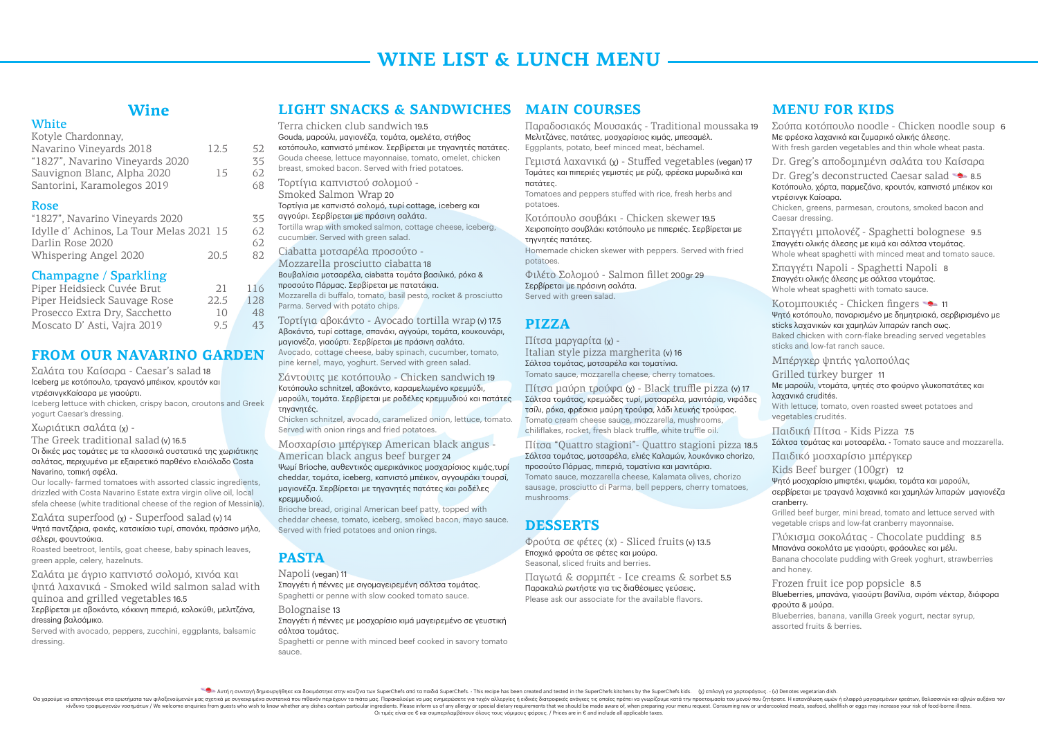# WINE LIST & LUNCH MENU

## Wine

### White

| | | |
|---|---|---|
| Kotyle Chardonnay, Navarino Vineyards 2018 | 12.5 | 52 |
| "1827", Navarino Vineyards 2020 | | 35 |
| Sauvignon Blanc, Alpha 2020 | 15 | 62 |
| Santorini, Karamolegos 2019 | | 68 |

### Rose

| | | |
|---|---|---|
| "1827", Navarino Vineyards 2020 | | 35 |
| Idylle d' Achinos, La Tour Melas 2021 | 15 | 62 |
| Darlin Rose 2020 | | 62 |
| Whispering Angel 2020 | 20.5 | 82 |

### Champagne / Sparkling

| | | |
|---|---|---|
| Piper Heidsieck Cuvée Brut | 21 | 116 |
| Piper Heidsieck Sauvage Rose | 22.5 | 128 |
| Prosecco Extra Dry, Sacchetto | 10 | 48 |
| Moscato D' Asti, Vajra 2019 | 9.5 | 43 |

## FROM OUR NAVARINO GARDEN

Σαλάτα του Καίσαρα - Caesar's salad 18
Iceberg με κοτόπουλο, τραγανό μπέικον, κρουτόν και ντρέσινγκΚαίσαρα με γιαούρτι.
Iceberg lettuce with chicken, crispy bacon, croutons and Greek yogurt Caesar's dressing.

Χωριάτικη σαλάτα (χ) -
The Greek traditional salad (v) 16.5
Οι δικές μας τομάτες με τα κλασσικά συστατικά της χωριάτικης σαλάτας, περιχυμένα με εξαιρετικό παρθένο ελαιόλαδο Costa Navarino, τοπική σφέλα.
Our locally- farmed tomatoes with assorted classic ingredients, drizzled with Costa Navarino Estate extra virgin olive oil, local sfela cheese (white traditional cheese of the region of Messinia).

Σαλάτα superfood (χ) - Superfood salad (v) 14
Ψητά παντζάρια, φακές, κατσικίσιο τυρί, σπανάκι, πράσινο μήλο, σέλερι, φουντούκια.
Roasted beetroot, lentils, goat cheese, baby spinach leaves, green apple, celery, hazelnuts.

Σαλάτα με άγριο καπνιστό σολομό, κινόα και ψητά λαχανικά - Smoked wild salmon salad with quinoa and grilled vegetables 16.5
Σερβίρεται με αβοκάντο, κόκκινη πιπεριά, κολοκύθι, μελιτζάνα, dressing βαλσάμικο.
Served with avocado, peppers, zucchini, eggplants, balsamic dressing.

## LIGHT SNACKS & SANDWICHES

Terra chicken club sandwich 19.5
Gouda, μαρούλι, μαγιονέζα, τομάτα, ομελέτα, στήθος κοτόπουλο, καπνιστό μπέικον. Σερβίρεται με τηγανητές πατάτες.
Gouda cheese, lettuce mayonnaise, tomato, omelet, chicken breast, smoked bacon. Served with fried potatoes.

Τορτίγια καπνιστού σολομού -
Smoked Salmon Wrap 20
Τορτίγια με καπνιστό σολομό, τυρί cottage, iceberg και αγγούρι. Σερβίρεται με πράσινη σαλάτα.
Tortilla wrap with smoked salmon, cottage cheese, iceberg, cucumber. Served with green salad.

Ciabatta μοτσαρέλα προσούτο -
Mozzarella prosciutto ciabatta 18
Βουβαλίσια μοτσαρέλα, ciabatta τομάτα βασιλικό, ρόκα & προσούτο Πάρμας. Σερβίρεται με πατατάκια.
Mozzarella di buffalo, tomato, basil pesto, rocket & prosciutto Parma. Served with potato chips.

Τορτίγια αβοκάντο - Avocado tortilla wrap (v) 17.5
Αβοκάντο, τυρί cottage, σπανάκι, αγγούρι, τομάτα, κουκουνάρι, μαγιονέζα, γιαούρτι. Σερβίρεται με πράσινη σαλάτα.
Avocado, cottage cheese, baby spinach, cucumber, tomato, pine kernel, mayo, yoghurt. Served with green salad.

Σάντουιτς με κοτόπουλο - Chicken sandwich 19
Κοτόπουλο schnitzel, αβοκάντο, καραμελωμένο κρεμμύδι, μαρούλι, τομάτα. Σερβίρεται με ροδέλες κρεμμυδιού και πατάτες τηγανητές.
Chicken schnitzel, avocado, caramelized onion, lettuce, tomato. Served with onion rings and fried potatoes.

Μοσχαρίσιο μπέργκερ American black angus -
American black angus beef burger 24
Ψωμί Brioche, αυθεντικός αμερικάνικος μοσχαρίσιος κιμάς,τυρί cheddar, τομάτα, iceberg, καπνιστό μπέικον, αγγουράκι τουρσί, μαγιονέζα. Σερβίρεται με τηγανητές πατάτες και ροδέλες κρεμμυδιού.
Brioche bread, original American beef patty, topped with cheddar cheese, tomato, iceberg, smoked bacon, mayo sauce. Served with fried potatoes and onion rings.

## PASTA

Napoli (vegan) 11
Σπαγγέτι ή πέννες με σιγομαγειρεμένη σάλτσα τομάτας.
Spaghetti or penne with slow cooked tomato sauce.

Bolognaise 13
Σπαγγέτι ή πέννες με μοσχαρίσιο κιμά μαγειρεμένο σε γευστική σάλτσα τομάτας.
Spaghetti or penne with minced beef cooked in savory tomato sauce.

## MAIN COURSES

Παραδοσιακός Μουσακάς - Traditional moussaka 19
Μελιτζάνες, πατάτες, μοσχαρίσιος κιμάς, μπεσαμέλ.
Eggplants, potato, beef minced meat, béchamel.

Γεμιστά λαχανικά (χ) - Stuffed vegetables (vegan) 17
Τομάτες και πιπεριές γεμιστές με ρύζι, φρέσκα μυρωδικά και πατάτες.
Tomatoes and peppers stuffed with rice, fresh herbs and potatoes.

Κοτόπουλο σουβλάκι - Chicken skewer 19.5
Χειροποίητο σουβλάκι κοτόπουλο με πιπεριές. Σερβίρεται με τηγανητές πατάτες.
Homemade chicken skewer with peppers. Served with fried potatoes.

Φιλέτο Σολομού - Salmon fillet 200gr 29
Σερβίρεται με πράσινη σαλάτα.
Served with green salad.

## PIZZA

Πίτσα μαργαρίτα (χ) -
Italian style pizza margherita (v) 16
Σάλτσα τομάτας, μοτσαρέλα και τοματίνια.
Tomato sauce, mozzarella cheese, cherry tomatoes.

Πίτσα μαύρη τρούφα (χ) - Black truffle pizza (v) 17
Σάλτσα τομάτας, κρεμώδες τυρί, μοτσαρέλα, μανιτάρια, νιφάδες τσίλι, ρόκα, φρέσκια μαύρη τρούφα, λάδι λευκής τρούφας.
Tomato cream cheese sauce, mozzarella, mushrooms, chiliflakes, rocket, fresh black truffle, white truffle oil.

Πίτσα "Quattro stagioni"- Quattro stagioni pizza 18.5
Σάλτσα τομάτας, μοτσαρέλα, ελιές Καλαμών, λουκάνικο chorizo, προσούτο Πάρμας, πιπεριά, τοματίνια και μανιτάρια.
Tomato sauce, mozzarella cheese, Kalamata olives, chorizo sausage, prosciutto di Parma, bell peppers, cherry tomatoes, mushrooms.

## DESSERTS

Φρούτα σε φέτες (x) - Sliced fruits (v) 13.5
Εποχικά φρούτα σε φέτες και μούρα.
Seasonal, sliced fruits and berries.

Παγωτά & σορμπέ - Ice creams & sorbet 5.5
Παρακαλώ ρωτήστε για τις διαθέσιμες γεύσεις.
Please ask our associate for the available flavors.

## MENU FOR KIDS

Σούπα κοτόπουλο noodle - Chicken noodle soup 6
Με φρέσκα λαχανικά και ζυμαρικό ολικής άλεσης.
With fresh garden vegetables and thin whole wheat pasta.

Dr. Greg's αποδομημένη σαλάτα του Καίσαρα
Dr. Greg's deconstructed Caesar salad 8.5
Κοτόπουλο, χόρτα, παρμεζάνα, κρουτόν, καπνιστό μπέικον και ντρέσινγκ Καίσαρα.
Chicken, greens, parmesan, croutons, smoked bacon and Caesar dressing.

Σπαγγέτι μπολονέζ - Spaghetti bolognese 9.5
Σπαγγέτι ολικής άλεσης με κιμά και σάλτσα ντομάτας.
Whole wheat spaghetti with minced meat and tomato sauce.

Σπαγγέτι Napoli - Spaghetti Napoli 8
Σπαγγέτι ολικής άλεσης με σάλτσα ντομάτας.
Whole wheat spaghetti with tomato sauce.

Κοτομπουκιές - Chicken fingers 11
Ψητό κοτόπουλο, παναρισμένο με δημητριακά, σερβιρισμένο με sticks λαχανικών και χαμηλών λιπαρών ranch σως.
Baked chicken with corn-flake breading served vegetables sticks and low-fat ranch sauce.

Μπέργκερ ψητής γαλοπούλας
Grilled turkey burger 11
Με μαρούλι, ντομάτα, ψητές στο φούρνο γλυκοπατάτες και λαχανικά crudités.
With lettuce, tomato, oven roasted sweet potatoes and vegetables crudités.

Παιδική Πίτσα - Kids Pizza 7.5
Σάλτσα τομάτας και μοτσαρέλα. - Tomato sauce and mozzarella.

Παιδικό μοσχαρίσιο μπέργκερ
Kids Beef burger (100gr) 12
Ψητό μοσχαρίσιο μπιφτέκι, ψωμάκι, τομάτα και μαρούλι, σερβίρεται με τραγανά λαχανικά και χαμηλών λιπαρών μαγιονέζα cranberry.
Grilled beef burger, mini bread, tomato and lettuce served with vegetable crisps and low-fat cranberry mayonnaise.

Γλύκισμα σοκολάτας - Chocolate pudding 8.5
Μπανάνα σοκολάτα με γιαούρτι, φράουλες και μέλι.
Banana chocolate pudding with Greek yoghurt, strawberries and honey.

Frozen fruit ice pop popsicle 8.5
Blueberries, μπανάνα, γιαούρτι βανίλια, σιρόπι νέκταρ, διάφορα φρούτα & μούρα.
Blueberries, banana, vanilla Greek yogurt, nectar syrup, assorted fruits & berries.

Αυτή η συνταγή δημιουργήθηκε και δοκιμάστηκε στην κουζίνα των SuperChefs από τα παιδιά SuperChefs. - This recipe has been created and tested in the SuperChefs kitchens by the SuperChefs kids. (χ) επιλογή για χορτοφάγους. - (v) Denotes vegetarian dish.

Θα χαρούμε να απαντήσουμε στα ερωτήματα των φιλοξενούμενών μας σχετικά με συγκεκριμένα συστατικά που πιθανόν περιέχουν τα πιάτα μας. Παρακαλούμε να μας ενημερώσετε για τυχόν αλλεργίες ή ειδικές διατροφικές ανάγκες τις οποίες πρέπει να γνωρίζουμε κατά την προετοιμασία του μενού που ζητήσατε. Η κατανάλωση ωμών ή ελαφρά μαγειρεμένων κρεάτων, θαλασσινών και αβγών αυξάνει τον κίνδυνο τροφιμογενών νοσημάτων / We welcome enquiries from guests who wish to know whether any dishes contain particular ingredients. Please inform us of any allergy or special dietary requirements that we should be made aware of, when preparing your menu request. Consuming raw or undercooked meats, seafood, shellfish or eggs may increase your risk of food-borne illness.
Οι τιμές είναι σε € και συμπεριλαμβάνουν όλους τους νόμιμους φόρους. / Prices are in € and include all applicable taxes.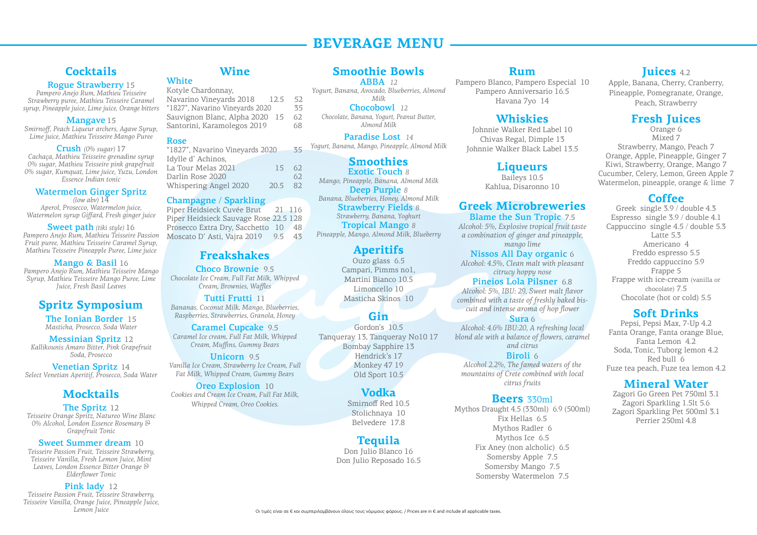# BEVERAGE MENU

## Cocktails

### Rogue Strawberry 15
*Pampero Anejo Rum, Mathieu Teisseire Strawberry puree, Mathieu Teisseire Caramel syrup, Pineapple juice, Lime juice, Orange bitters*

### Mangave 15
*Smirnoff, Peach Liqueur archers, Agave Syrup, Lime juice, Mathieu Teisseire Mango Puree*

### Crush *(0% sugar)* 17
*Cachaça, Mathieu Teisseire grenadine syrup 0% sugar, Mathieu Teisseire pink grapefruit 0% sugar, Kumquat, Lime juice, Yuzu, London Essence Indian tonic*

### Watermelon Ginger Spritz *(low abv)* 14
*Aperol, Prosecco, Watermelon juice, Watermelon syrup Giffard, Fresh ginger juice*

### Sweet path *(tiki style)* 16
*Pampero Anejo Rum, Mathieu Teisseire Passion Fruit puree, Mathieu Teisseire Caramel Syrup, Mathieu Teisseire Pineapple Puree, Lime juice*

### Mango & Basil 16
*Pampero Anejo Rum, Mathieu Teisseire Mango Syrup, Mathieu Teisseire Mango Puree, Lime Juice, Fresh Basil Leaves*

## Spritz Symposium

### The Ionian Border 15
*Masticha, Prosecco, Soda Water*

### Messinian Spritz 12
*Kallikounis Amaro Bitter, Pink Grapefruit Soda, Prosecco*

### Venetian Spritz 14
*Select Venetian Aperitif, Prosecco, Soda Water*

## Mocktails

### The Spritz 12
*Teisseire Orange Spritz, Natureo Wine Blanc 0% Alcohol, London Essence Rosemary & Grapefruit Tonic*

### Sweet Summer dream 10
*Teisseire Passion Fruit, Teisseire Strawberry, Teisseire Vanilla, Fresh Lemon Juice, Mint Leaves, London Essence Bitter Orange & Elderflower Tonic*

### Pink lady 12
*Teisseire Passion Fruit, Teisseire Strawberry, Teisseire Vanilla, Orange Juice, Pineapple Juice, Lemon Juice*

## Wine

### White

| | | |
|---|---|---|
| Kotyle Chardonnay, Navarino Vineyards 2018 | 12.5 | 52 |
| "1827", Navarino Vineyards 2020 | | 35 |
| Sauvignon Blanc, Alpha 2020 | 15 | 62 |
| Santorini, Karamolegos 2019 | | 68 |

### Rose

| | | |
|---|---|---|
| "1827", Navarino Vineyards 2020 | | 35 |
| Idylle d' Achinos, La Tour Melas 2021 | 15 | 62 |
| Darlin Rose 2020 | | 62 |
| Whispering Angel 2020 | 20.5 | 82 |

### Champagne / Sparkling

| | | |
|---|---|---|
| Piper Heidsieck Cuvée Brut | 21 | 116 |
| Piper Heidsieck Sauvage Rose | 22.5 | 128 |
| Prosecco Extra Dry, Sacchetto | 10 | 48 |
| Moscato D' Asti, Vajra 2019 | 9.5 | 43 |

## Freakshakes

### Choco Brownie 9.5
*Chocolate Ice Cream, Full Fat Milk, Whipped Cream, Brownies, Waffles*

### Tutti Frutti 11
*Bananas, Coconut Milk, Mango, Blueberries, Raspberries, Strawberries, Granola, Honey*

### Caramel Cupcake 9.5
*Caramel Ice cream, Full Fat Milk, Whipped Cream, Muffins, Gummy Bears*

### Unicorn 9.5
*Vanilla Ice Cream, Strawberry Ice Cream, Full Fat Milk, Whipped Cream, Gummy Bears*

### Oreo Explosion 10
*Cookies and Cream Ice Cream, Full Fat Milk, Whipped Cream, Oreo Cookies.*

## Smoothie Bowls

### ABBA *12*
*Yogurt, Banana, Avocado, Blueberries, Almond Milk*

### Chocobowl *12*
*Chocolate, Banana, Yogurt, Peanut Butter, Almond Milk*

### Paradise Lost *14*
*Yogurt, Banana, Mango, Pineapple, Almond Milk*

## Smoothies

### Exotic Touch *8*
*Mango, Pineapple, Banana, Almond Milk*

### Deep Purple *8*
*Banana, Blueberries, Honey, Almond Milk*

### Strawberry Fields *8*
*Strawberry, Banana, Yoghurt*

### Tropical Mango *8*
*Pineapple, Mango, Almond Milk, Blueberry*

## Aperitifs

Ouzo glass 6.5
Campari, Pimms no1,
Martini Bianco 10.5
Limoncello 10
Masticha Skinos 10

## Gin

Gordon's 10.5
Tanqueray 13, Tanqueray No10 17
Bombay Sapphire 13
Hendrick's 17
Monkey 47 19
Old Sport 10.5

## Vodka

Smirnoff Red 10.5
Stolichnaya 10
Belvedere 17.8

## Tequila

Don Julio Blanco 16
Don Julio Reposado 16.5

## Rum

Pampero Blanco, Pampero Especial 10
Pampero Anniversario 16.5
Havana 7yo 14

## Whiskies

Johnnie Walker Red Label 10
Chivas Regal, Dimple 13
Johnnie Walker Black Label 13.5

## Liqueurs

Baileys 10.5
Kahlua, Disaronno 10

## Greek Microbreweries

### Blame the Sun Tropic 7.5
*Alcohol: 5%, Explosive tropical fruit taste a combination of ginger and pineapple, mango lime*

### Nissos All Day organic 6
*Alcohol: 4.5%, Clean malt with pleasant citrucy hoppy nose*

### Pineios Lola Pilsner 6.8
*Alcohol: 5%, IBU: 29, Sweet malt flavor combined with a taste of freshly baked biscuit and intense aroma of hop flower*

### Sura 6
*Alcohol: 4.6% IBU:20, A refreshing local blond ale with a balance of flowers, caramel and citrus*

### Biroli 6
*Alcohol 2.2%, The famed waters of the mountains of Crete combined with local citrus fruits*

## Beers 330ml

Mythos Draught 4.5 (330ml) 6.9 (500ml)
Fix Hellas 6.5
Mythos Radler 6
Mythos Ice 6.5
Fix Aney (non alcholic) 6.5
Somersby Apple 7.5
Somersby Mango 7.5
Somersby Watermelon 7.5

## Juices 4.2

Apple, Banana, Cherry, Cranberry, Pineapple, Pomegranate, Orange, Peach, Strawberry

## Fresh Juices

Orange 6
Mixed 7
Strawberry, Mango, Peach 7
Orange, Apple, Pineapple, Ginger 7
Kiwi, Strawberry, Orange, Mango 7
Cucumber, Celery, Lemon, Green Apple 7
Watermelon, pineapple, orange & lime 7

## Coffee

Greek single 3.9 / double 4.3
Espresso single 3.9 / double 4.1
Cappuccino single 4.5 / double 5.3
Latte 5.3
Americano 4
Freddo espresso 5.5
Freddo cappuccino 5.9
Frappe 5
Frappe with ice-cream (vanilla or chocolate) 7.5
Chocolate (hot or cold) 5.5

## Soft Drinks

Pepsi, Pepsi Max, 7-Up 4.2
Fanta Orange, Fanta orange Blue, Fanta Lemon 4.2
Soda, Tonic, Tuborg lemon 4.2
Red bull 6
Fuze tea peach, Fuze tea lemon 4.2

## Mineral Water

Zagori Go Green Pet 750ml 3.1
Zagori Sparkling 1.5lt 5.6
Zagori Sparkling Pet 500ml 3.1
Perrier 250ml 4.8

Οι τιμές είναι σε € και συμπεριλαμβάνουν όλους τους νόμιμους φόρους. / Prices are in € and include all applicable taxes.